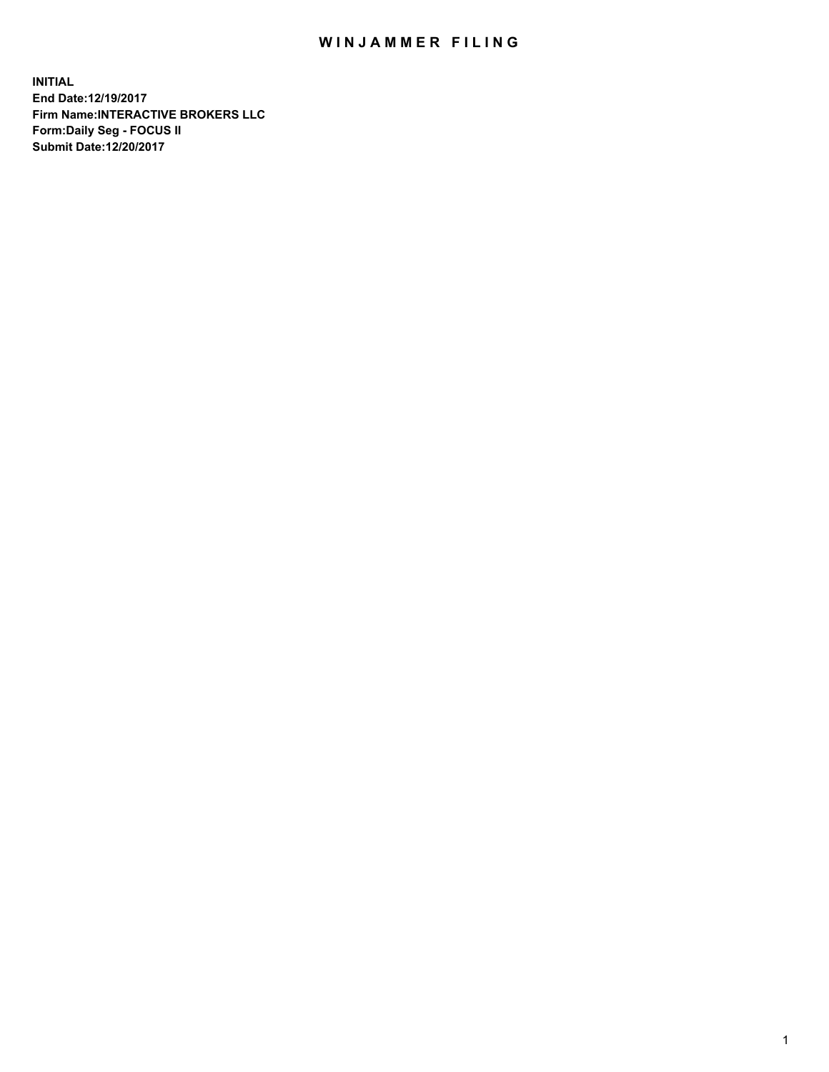# WINJAMMER FILING

**INITIAL**
**End Date:12/19/2017**
**Firm Name:INTERACTIVE BROKERS LLC**
**Form:Daily Seg - FOCUS II**
**Submit Date:12/20/2017**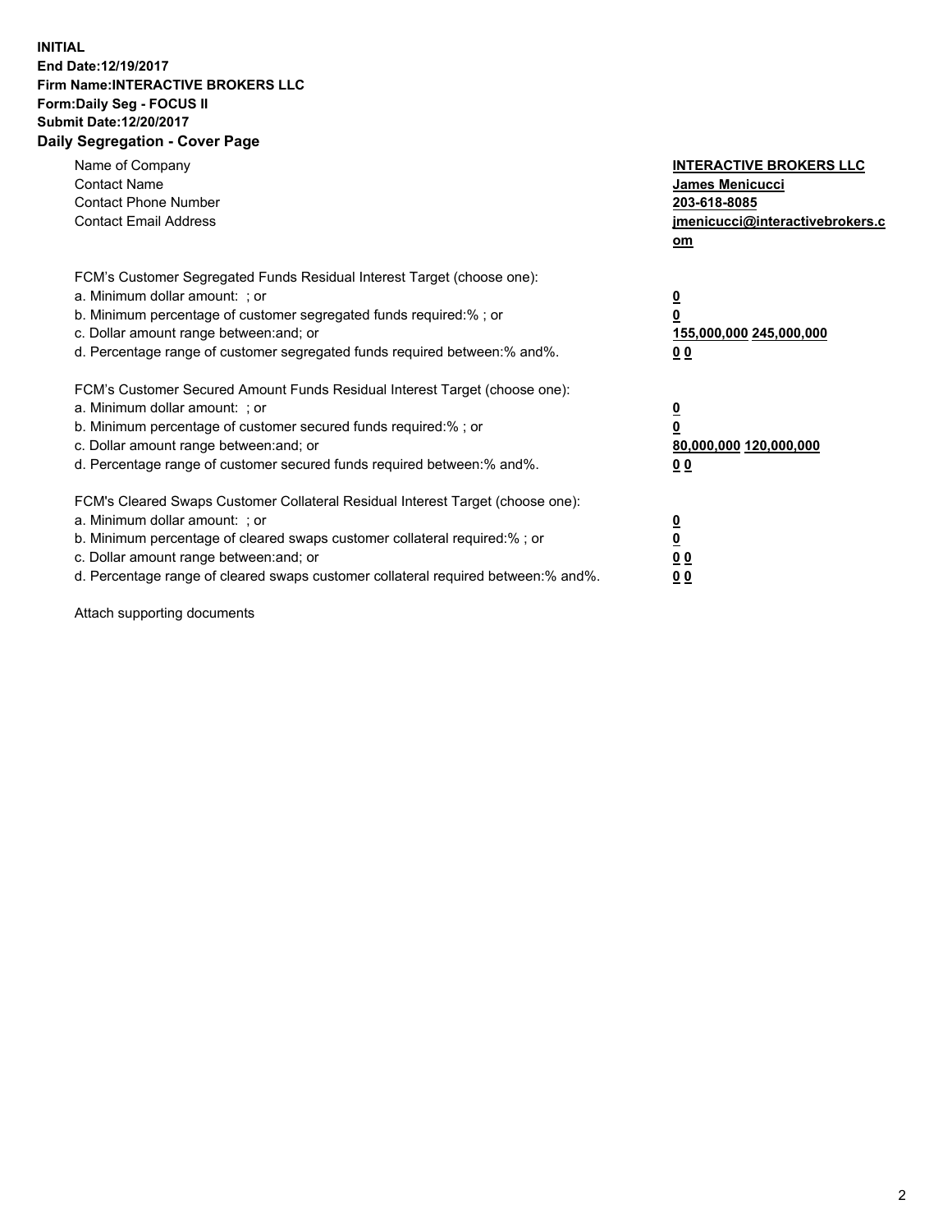**INITIAL**
**End Date:12/19/2017**
**Firm Name:INTERACTIVE BROKERS LLC**
**Form:Daily Seg - FOCUS II**
**Submit Date:12/20/2017**

## Daily Segregation - Cover Page

| | |
|---|---|
| Name of Company | **INTERACTIVE BROKERS LLC** |
| Contact Name | **James Menicucci** |
| Contact Phone Number | **203-618-8085** |
| Contact Email Address | **jmenicucci@interactivebrokers.com** |

FCM's Customer Segregated Funds Residual Interest Target (choose one):

| | |
|---|---|
| a. Minimum dollar amount: ; or | **0** |
| b. Minimum percentage of customer segregated funds required:% ; or | **0** |
| c. Dollar amount range between:and; or | **155,000,000 245,000,000** |
| d. Percentage range of customer segregated funds required between:% and%. | **0 0** |

FCM's Customer Secured Amount Funds Residual Interest Target (choose one):

| | |
|---|---|
| a. Minimum dollar amount: ; or | **0** |
| b. Minimum percentage of customer secured funds required:% ; or | **0** |
| c. Dollar amount range between:and; or | **80,000,000 120,000,000** |
| d. Percentage range of customer secured funds required between:% and%. | **0 0** |

FCM's Cleared Swaps Customer Collateral Residual Interest Target (choose one):

| | |
|---|---|
| a. Minimum dollar amount: ; or | **0** |
| b. Minimum percentage of cleared swaps customer collateral required:% ; or | **0** |
| c. Dollar amount range between:and; or | **0 0** |
| d. Percentage range of cleared swaps customer collateral required between:% and%. | **0 0** |

Attach supporting documents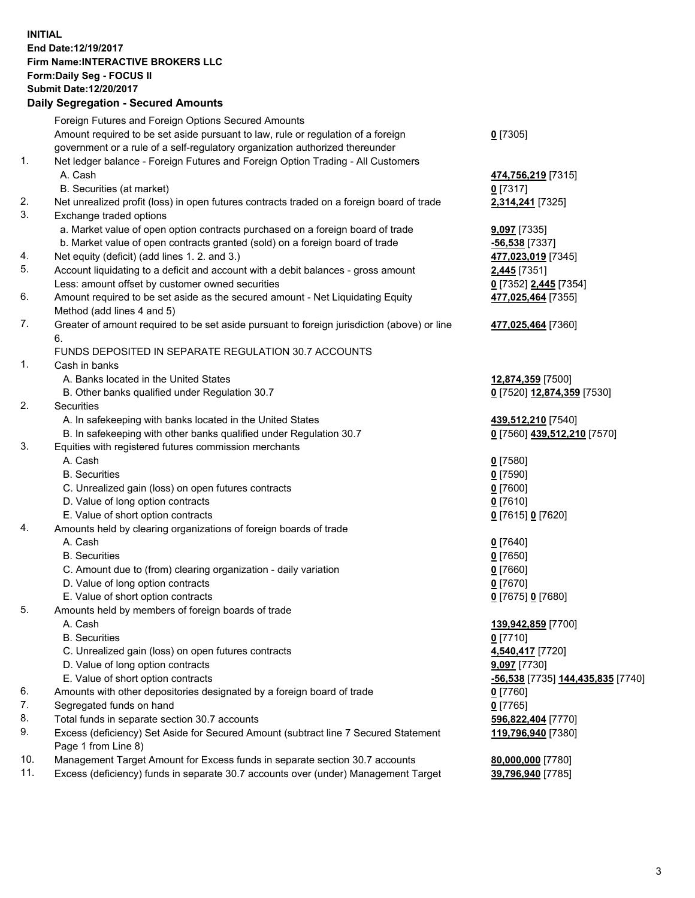**INITIAL**
**End Date:12/19/2017**
**Firm Name:INTERACTIVE BROKERS LLC**
**Form:Daily Seg - FOCUS II**
**Submit Date:12/20/2017**

## Daily Segregation - Secured Amounts

| | | |
|---|---|---|
| | Foreign Futures and Foreign Options Secured Amounts | |
| | Amount required to be set aside pursuant to law, rule or regulation of a foreign government or a rule of a self-regulatory organization authorized thereunder | **0** [7305] |
| 1. | Net ledger balance - Foreign Futures and Foreign Option Trading - All Customers | |
| | A. Cash | **474,756,219** [7315] |
| | B. Securities (at market) | **0** [7317] |
| 2. | Net unrealized profit (loss) in open futures contracts traded on a foreign board of trade | **2,314,241** [7325] |
| 3. | Exchange traded options | |
| | a. Market value of open option contracts purchased on a foreign board of trade | **9,097** [7335] |
| | b. Market value of open contracts granted (sold) on a foreign board of trade | **-56,538** [7337] |
| 4. | Net equity (deficit) (add lines 1. 2. and 3.) | **477,023,019** [7345] |
| 5. | Account liquidating to a deficit and account with a debit balances - gross amount | **2,445** [7351] |
| | Less: amount offset by customer owned securities | **0** [7352] **2,445** [7354] |
| 6. | Amount required to be set aside as the secured amount - Net Liquidating Equity Method (add lines 4 and 5) | **477,025,464** [7355] |
| 7. | Greater of amount required to be set aside pursuant to foreign jurisdiction (above) or line 6. | **477,025,464** [7360] |
| | FUNDS DEPOSITED IN SEPARATE REGULATION 30.7 ACCOUNTS | |
| 1. | Cash in banks | |
| | A. Banks located in the United States | **12,874,359** [7500] |
| | B. Other banks qualified under Regulation 30.7 | **0** [7520] **12,874,359** [7530] |
| 2. | Securities | |
| | A. In safekeeping with banks located in the United States | **439,512,210** [7540] |
| | B. In safekeeping with other banks qualified under Regulation 30.7 | **0** [7560] **439,512,210** [7570] |
| 3. | Equities with registered futures commission merchants | |
| | A. Cash | **0** [7580] |
| | B. Securities | **0** [7590] |
| | C. Unrealized gain (loss) on open futures contracts | **0** [7600] |
| | D. Value of long option contracts | **0** [7610] |
| | E. Value of short option contracts | **0** [7615] **0** [7620] |
| 4. | Amounts held by clearing organizations of foreign boards of trade | |
| | A. Cash | **0** [7640] |
| | B. Securities | **0** [7650] |
| | C. Amount due to (from) clearing organization - daily variation | **0** [7660] |
| | D. Value of long option contracts | **0** [7670] |
| | E. Value of short option contracts | **0** [7675] **0** [7680] |
| 5. | Amounts held by members of foreign boards of trade | |
| | A. Cash | **139,942,859** [7700] |
| | B. Securities | **0** [7710] |
| | C. Unrealized gain (loss) on open futures contracts | **4,540,417** [7720] |
| | D. Value of long option contracts | **9,097** [7730] |
| | E. Value of short option contracts | **-56,538** [7735] **144,435,835** [7740] |
| 6. | Amounts with other depositories designated by a foreign board of trade | **0** [7760] |
| 7. | Segregated funds on hand | **0** [7765] |
| 8. | Total funds in separate section 30.7 accounts | **596,822,404** [7770] |
| 9. | Excess (deficiency) Set Aside for Secured Amount (subtract line 7 Secured Statement Page 1 from Line 8) | **119,796,940** [7380] |
| 10. | Management Target Amount for Excess funds in separate section 30.7 accounts | **80,000,000** [7780] |
| 11. | Excess (deficiency) funds in separate 30.7 accounts over (under) Management Target | **39,796,940** [7785] |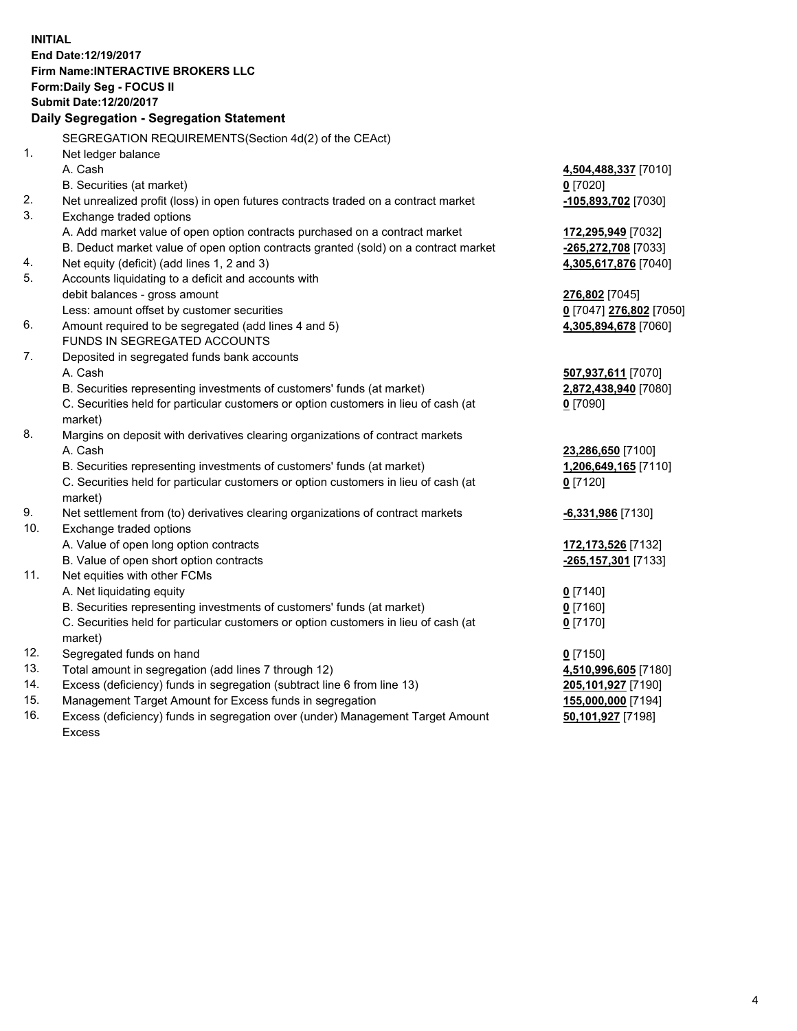**INITIAL**
**End Date:12/19/2017**
**Firm Name:INTERACTIVE BROKERS LLC**
**Form:Daily Seg - FOCUS II**
**Submit Date:12/20/2017**

**Daily Segregation - Segregation Statement**

| | SEGREGATION REQUIREMENTS(Section 4d(2) of the CEAct) | |
|---|---|---|
| 1. | Net ledger balance | |
| | A. Cash | **4,504,488,337** [7010] |
| | B. Securities (at market) | **0** [7020] |
| 2. | Net unrealized profit (loss) in open futures contracts traded on a contract market | **-105,893,702** [7030] |
| 3. | Exchange traded options | |
| | A. Add market value of open option contracts purchased on a contract market | **172,295,949** [7032] |
| | B. Deduct market value of open option contracts granted (sold) on a contract market | **-265,272,708** [7033] |
| 4. | Net equity (deficit) (add lines 1, 2 and 3) | **4,305,617,876** [7040] |
| 5. | Accounts liquidating to a deficit and accounts with | |
| | debit balances - gross amount | **276,802** [7045] |
| | Less: amount offset by customer securities | **0** [7047] **276,802** [7050] |
| 6. | Amount required to be segregated (add lines 4 and 5) | **4,305,894,678** [7060] |
| | FUNDS IN SEGREGATED ACCOUNTS | |
| 7. | Deposited in segregated funds bank accounts | |
| | A. Cash | **507,937,611** [7070] |
| | B. Securities representing investments of customers' funds (at market) | **2,872,438,940** [7080] |
| | C. Securities held for particular customers or option customers in lieu of cash (at market) | **0** [7090] |
| 8. | Margins on deposit with derivatives clearing organizations of contract markets | |
| | A. Cash | **23,286,650** [7100] |
| | B. Securities representing investments of customers' funds (at market) | **1,206,649,165** [7110] |
| | C. Securities held for particular customers or option customers in lieu of cash (at market) | **0** [7120] |
| 9. | Net settlement from (to) derivatives clearing organizations of contract markets | **-6,331,986** [7130] |
| 10. | Exchange traded options | |
| | A. Value of open long option contracts | **172,173,526** [7132] |
| | B. Value of open short option contracts | **-265,157,301** [7133] |
| 11. | Net equities with other FCMs | |
| | A. Net liquidating equity | **0** [7140] |
| | B. Securities representing investments of customers' funds (at market) | **0** [7160] |
| | C. Securities held for particular customers or option customers in lieu of cash (at market) | **0** [7170] |
| 12. | Segregated funds on hand | **0** [7150] |
| 13. | Total amount in segregation (add lines 7 through 12) | **4,510,996,605** [7180] |
| 14. | Excess (deficiency) funds in segregation (subtract line 6 from line 13) | **205,101,927** [7190] |
| 15. | Management Target Amount for Excess funds in segregation | **155,000,000** [7194] |
| 16. | Excess (deficiency) funds in segregation over (under) Management Target Amount Excess | **50,101,927** [7198] |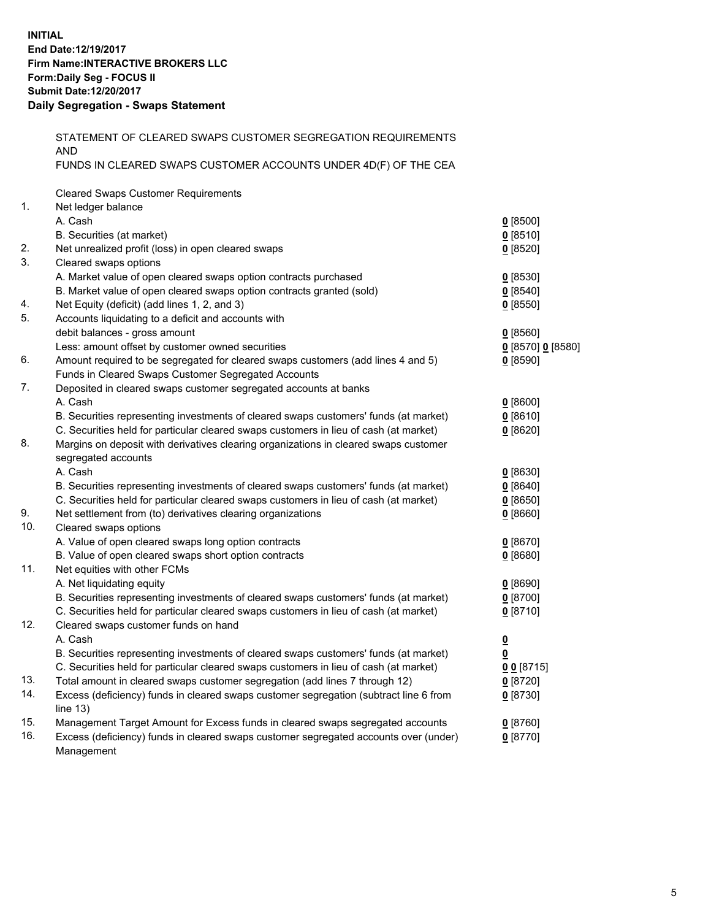**INITIAL**
**End Date:12/19/2017**
**Firm Name:INTERACTIVE BROKERS LLC**
**Form:Daily Seg - FOCUS II**
**Submit Date:12/20/2017**
**Daily Segregation - Swaps Statement**

STATEMENT OF CLEARED SWAPS CUSTOMER SEGREGATION REQUIREMENTS
AND
FUNDS IN CLEARED SWAPS CUSTOMER ACCOUNTS UNDER 4D(F) OF THE CEA

| | | |
|---|---|---|
| | Cleared Swaps Customer Requirements | |
| 1. | Net ledger balance | |
| | A. Cash | 0 [8500] |
| | B. Securities (at market) | 0 [8510] |
| 2. | Net unrealized profit (loss) in open cleared swaps | 0 [8520] |
| 3. | Cleared swaps options | |
| | A. Market value of open cleared swaps option contracts purchased | 0 [8530] |
| | B. Market value of open cleared swaps option contracts granted (sold) | 0 [8540] |
| 4. | Net Equity (deficit) (add lines 1, 2, and 3) | 0 [8550] |
| 5. | Accounts liquidating to a deficit and accounts with | |
| | debit balances - gross amount | 0 [8560] |
| | Less: amount offset by customer owned securities | 0 [8570] 0 [8580] |
| 6. | Amount required to be segregated for cleared swaps customers (add lines 4 and 5) | 0 [8590] |
| | Funds in Cleared Swaps Customer Segregated Accounts | |
| 7. | Deposited in cleared swaps customer segregated accounts at banks | |
| | A. Cash | 0 [8600] |
| | B. Securities representing investments of cleared swaps customers' funds (at market) | 0 [8610] |
| | C. Securities held for particular cleared swaps customers in lieu of cash (at market) | 0 [8620] |
| 8. | Margins on deposit with derivatives clearing organizations in cleared swaps customer segregated accounts | |
| | A. Cash | 0 [8630] |
| | B. Securities representing investments of cleared swaps customers' funds (at market) | 0 [8640] |
| | C. Securities held for particular cleared swaps customers in lieu of cash (at market) | 0 [8650] |
| 9. | Net settlement from (to) derivatives clearing organizations | 0 [8660] |
| 10. | Cleared swaps options | |
| | A. Value of open cleared swaps long option contracts | 0 [8670] |
| | B. Value of open cleared swaps short option contracts | 0 [8680] |
| 11. | Net equities with other FCMs | |
| | A. Net liquidating equity | 0 [8690] |
| | B. Securities representing investments of cleared swaps customers' funds (at market) | 0 [8700] |
| | C. Securities held for particular cleared swaps customers in lieu of cash (at market) | 0 [8710] |
| 12. | Cleared swaps customer funds on hand | |
| | A. Cash | 0 |
| | B. Securities representing investments of cleared swaps customers' funds (at market) | 0 |
| | C. Securities held for particular cleared swaps customers in lieu of cash (at market) | 0 0 [8715] |
| 13. | Total amount in cleared swaps customer segregation (add lines 7 through 12) | 0 [8720] |
| 14. | Excess (deficiency) funds in cleared swaps customer segregation (subtract line 6 from line 13) | 0 [8730] |
| 15. | Management Target Amount for Excess funds in cleared swaps segregated accounts | 0 [8760] |
| 16. | Excess (deficiency) funds in cleared swaps customer segregated accounts over (under) Management | 0 [8770] |